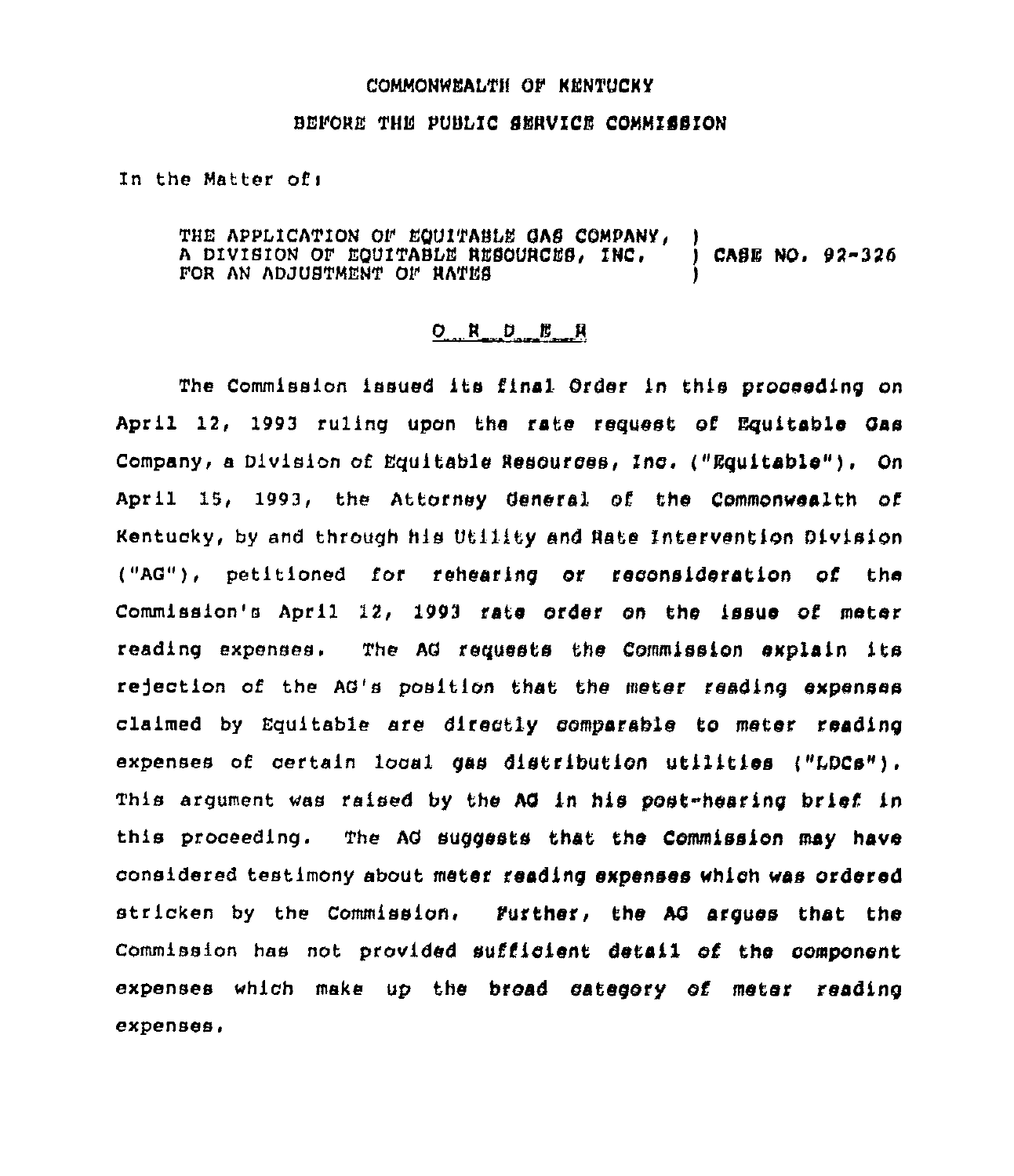COMMONWEALTH OF KENTUCKY

BEFORE THE PUBLIC SERVICE COMMISSION

In the Matter of:

THE APPLICATION OF EQUITABLE GAS COMPANY, A DIVISION OF EQUITABLE RESOURCES, INC. FOR AN ADJUSTMENT OF RATES ) CASE NO. 92-326

## O R D E R

The Commission issued its final Order in this proceeding on April 12, 1993 ruling upon the rate request of Equitable Gas Company, a Division of Equitable Resources, Inc. ("Equitable"). On April 15, 1993, the Attorney General of the Commonwealth of Kentucky, by and through his Utility and Rate Intervention Division ("AG"), petitioned for rehearing or reconsideration of the Commission's April 12, 1993 rate order on the issue of meter reading expenses. The AG requests the Commission explain its rejection of the AG's position that the meter reading expenses claimed by Equitable are directly comparable to meter reading expenses of certain local gas distribution utilities ("LDCs"). This argument was raised by the AG in his post-hearing brief in this proceeding. The AG suggests that the Commission may have considered testimony about meter reading expenses which was ordered stricken by the Commission. Further, the AG argues that the Commission has not provided sufficient detail of the component expenses which make up the broad category of meter reading expenses.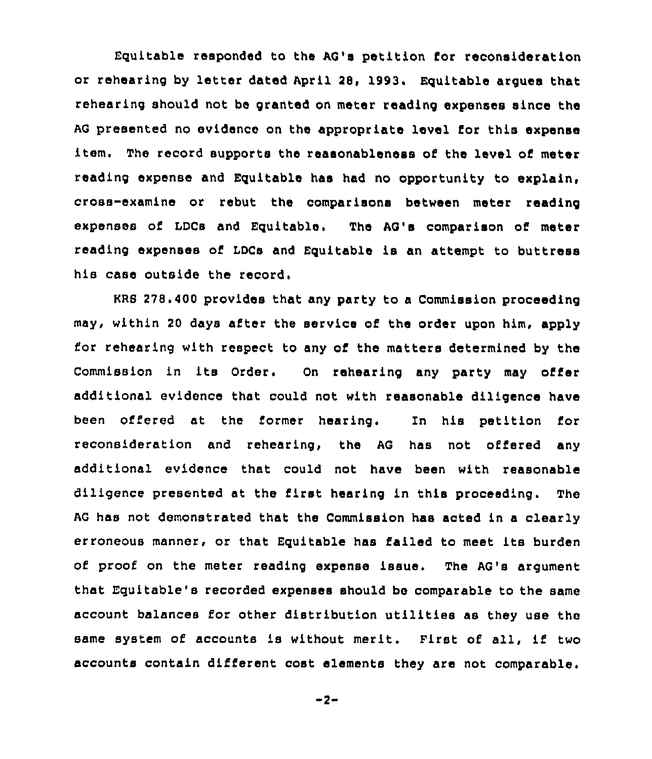Equitable responded to the AG's petition for reconsideration or rehearing by letter dated April 28, 1993. Equitable argues that rehearing should not be granted on meter reading expenses since the AG presented no evidence on the appropriate level for this expense item. The record supports the reasonableness of the level of meter reading expense and Equitable has had no opportunity to explain, cross-examine or rebut the comparisons between meter reading expenses of LDCs and Equitable. The AG's comparison of meter reading expenses of LDCs and Equitable is an attempt to buttress his case outside the record.

KRS 278.400 provides that any party to a Commission proceeding may, within 20 days after the service of the order upon him, apply for rehearing with respect to any of the matters determined by the Commission in its Order. On rehearing any party may offer additional evidence that could not with reasonable diligence have been offered at the former hearing. In his petition for reconsideration and rehearing, the AG has not offered any additional evidence that could not have been with reasonable diligence presented at the first hearing in this proceeding. The AG has not demonstrated that the Commission has acted in a clearly erroneous manner, or that Equitable has failed to meet its burden of proof on the meter reading expense issue. The AG's argument that Equitable's recorded expenses should be comparable to the same account balances for other distribution utilities as they use the same system of accounts is without merit. First of all, if two accounts contain different cost elements they are not comparable.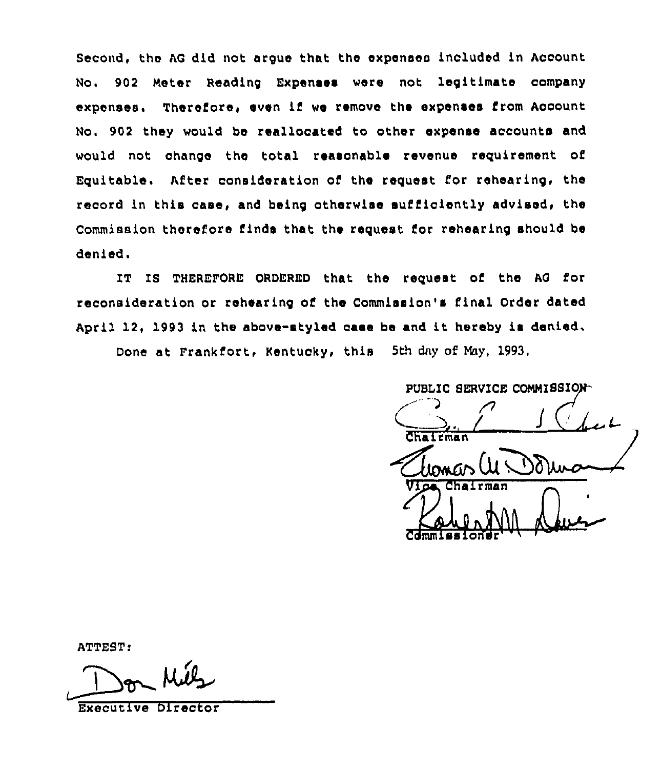Second, the AG did not argue that the expenses included in Account No. 902 Meter Reading Expenses were not legitimate company expenses. Therefore, even if we remove the expenses from Account No. 902 they would be reallocated to other expense accounts and would not change the total reasonable revenue requirement of Equitable. After consideration of the request for rehearing, the record in this case, and being otherwise sufficiently advised, the Commission therefore finds that the request for rehearing should be denied.

IT IS THEREFORE ORDERED that the request of the AG for reconsideration or rehearing of the Commission's final Order dated April 12, 1993 in the above-styled case be and it hereby is denied.

Done at Frankfort, Kentucky, this 5th day of May, 1993.

PUBLIC SERVICE COMMISSION

Chairman

Vice Chairman

Commissioner

ATTEST:

Executive Director